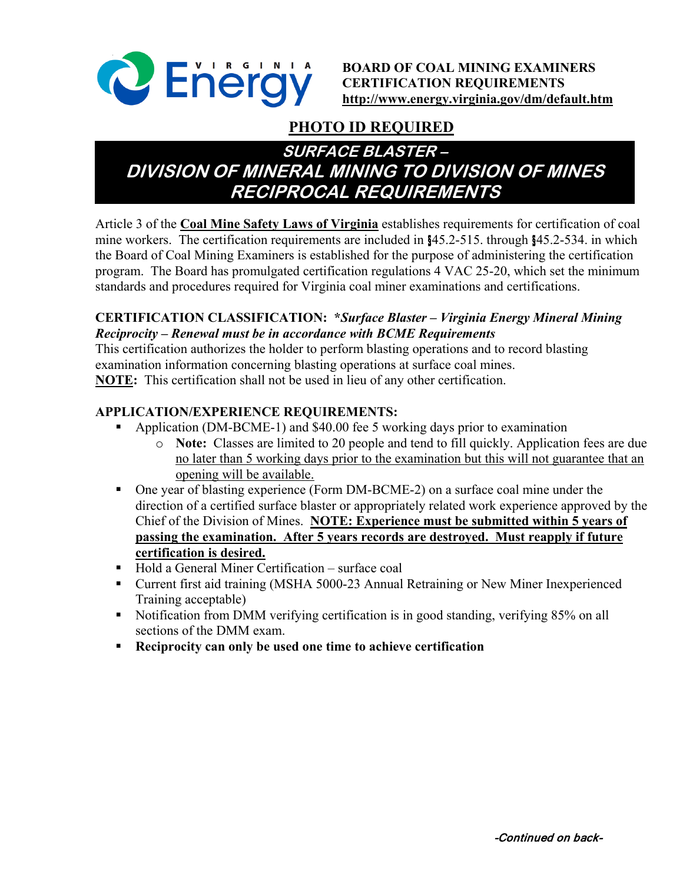**BOARD OF COAL MINING EXAMINERS**
**CERTIFICATION REQUIREMENTS**
**http://www.energy.virginia.gov/dm/default.htm**

## PHOTO ID REQUIRED

# *SURFACE BLASTER – DIVISION OF MINERAL MINING TO DIVISION OF MINES RECIPROCAL REQUIREMENTS*

Article 3 of the **Coal Mine Safety Laws of Virginia** establishes requirements for certification of coal mine workers. The certification requirements are included in §45.2-515. through §45.2-534. in which the Board of Coal Mining Examiners is established for the purpose of administering the certification program. The Board has promulgated certification regulations 4 VAC 25-20, which set the minimum standards and procedures required for Virginia coal miner examinations and certifications.

**CERTIFICATION CLASSIFICATION:** ***Surface Blaster – Virginia Energy Mineral Mining Reciprocity – Renewal must be in accordance with BCME Requirements***
This certification authorizes the holder to perform blasting operations and to record blasting examination information concerning blasting operations at surface coal mines.
**NOTE:** This certification shall not be used in lieu of any other certification.

**APPLICATION/EXPERIENCE REQUIREMENTS:**

- Application (DM-BCME-1) and $40.00 fee 5 working days prior to examination
  - **Note:** Classes are limited to 20 people and tend to fill quickly. Application fees are due no later than 5 working days prior to the examination but this will not guarantee that an opening will be available.
- One year of blasting experience (Form DM-BCME-2) on a surface coal mine under the direction of a certified surface blaster or appropriately related work experience approved by the Chief of the Division of Mines. **NOTE: Experience must be submitted within 5 years of passing the examination. After 5 years records are destroyed. Must reapply if future certification is desired.**
- Hold a General Miner Certification – surface coal
- Current first aid training (MSHA 5000-23 Annual Retraining or New Miner Inexperienced Training acceptable)
- Notification from DMM verifying certification is in good standing, verifying 85% on all sections of the DMM exam.
- **Reciprocity can only be used one time to achieve certification**

*-Continued on back-*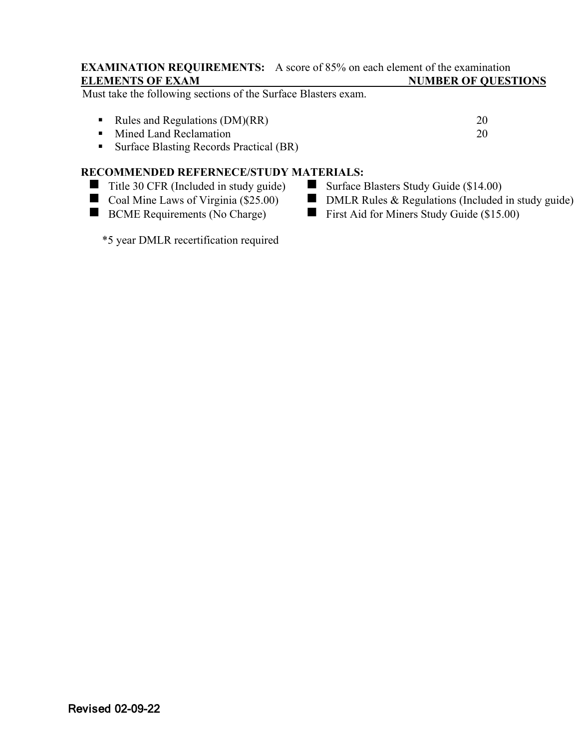**EXAMINATION REQUIREMENTS:** A score of 85% on each element of the examination

| ELEMENTS OF EXAM | NUMBER OF QUESTIONS |
| --- | --- |
| Must take the following sections of the Surface Blasters exam. | |
| ▪ Rules and Regulations (DM)(RR) | 20 |
| ▪ Mined Land Reclamation | 20 |
| ▪ Surface Blasting Records Practical (BR) | |

**RECOMMENDED REFERNECE/STUDY MATERIALS:**

- Title 30 CFR (Included in study guide)
- Coal Mine Laws of Virginia ($25.00)
- BCME Requirements (No Charge)
- Surface Blasters Study Guide ($14.00)
- DMLR Rules & Regulations (Included in study guide)
- First Aid for Miners Study Guide ($15.00)

*5 year DMLR recertification required

Revised 02-09-22